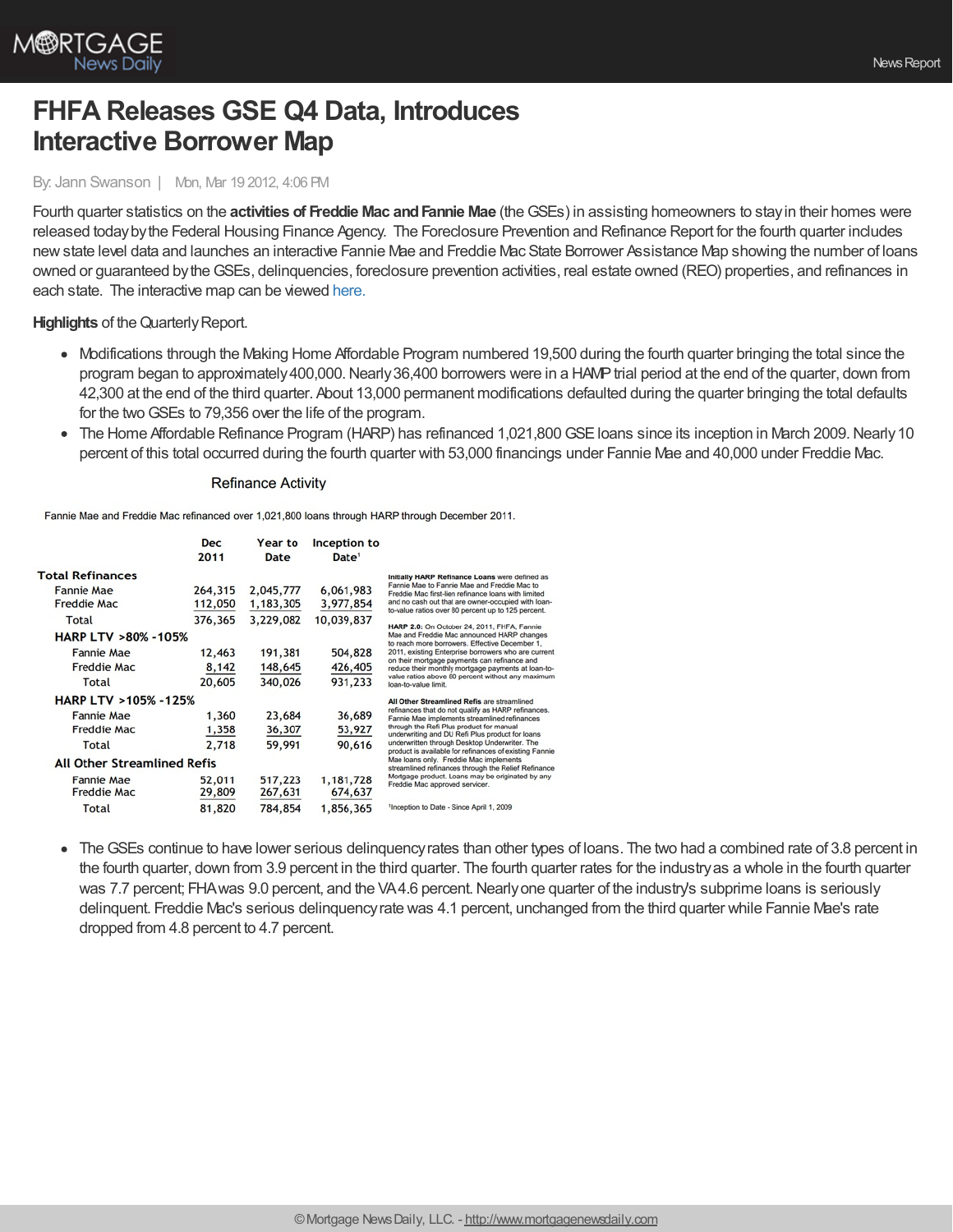# FHFA Releases GSE Q4 Data, Introduces Interactive Borrower Map

By: Jann Swanson | Mon, Mar 19 2012, 4:06 PM

Fourth quarter statistics on the **activities of Freddie Mac and Fannie Mae** (the GSEs) in assisting homeowners to stay in their homes were released today by the Federal Housing Finance Agency. The Foreclosure Prevention and Refinance Report for the fourth quarter includes new state level data and launches an interactive Fannie Mae and Freddie Mac State Borrower Assistance Map showing the number of loans owned or guaranteed by the GSEs, delinquencies, foreclosure prevention activities, real estate owned (REO) properties, and refinances in each state. The interactive map can be viewed here.

**Highlights** of the Quarterly Report.

- Modifications through the Making Home Affordable Program numbered 19,500 during the fourth quarter bringing the total since the program began to approximately 400,000. Nearly 36,400 borrowers were in a HAMP trial period at the end of the quarter, down from 42,300 at the end of the third quarter. About 13,000 permanent modifications defaulted during the quarter bringing the total defaults for the two GSEs to 79,356 over the life of the program.
- The Home Affordable Refinance Program (HARP) has refinanced 1,021,800 GSE loans since its inception in March 2009. Nearly 10 percent of this total occurred during the fourth quarter with 53,000 financings under Fannie Mae and 40,000 under Freddie Mac.

### Refinance Activity

Fannie Mae and Freddie Mac refinanced over 1,021,800 loans through HARP through December 2011.

| | Dec 2011 | Year to Date | Inception to Date[1] |
|---|---|---|---|
| **Total Refinances** | | | |
| Fannie Mae | 264,315 | 2,045,777 | 6,061,983 |
| Freddie Mac | 112,050 | 1,183,305 | 3,977,854 |
| Total | 376,365 | 3,229,082 | 10,039,837 |
| **HARP LTV >80% -105%** | | | |
| Fannie Mae | 12,463 | 191,381 | 504,828 |
| Freddie Mac | 8,142 | 148,645 | 426,405 |
| Total | 20,605 | 340,026 | 931,233 |
| **HARP LTV >105% -125%** | | | |
| Fannie Mae | 1,360 | 23,684 | 36,689 |
| Freddie Mac | 1,358 | 36,307 | 53,927 |
| Total | 2,718 | 59,991 | 90,616 |
| **All Other Streamlined Refis** | | | |
| Fannie Mae | 52,011 | 517,223 | 1,181,728 |
| Freddie Mac | 29,809 | 267,631 | 674,637 |
| Total | 81,820 | 784,854 | 1,856,365 |

**Initially HARP Refinance Loans** were defined as Fannie Mae to Fannie Mae and Freddie Mac to Freddie Mac first-lien refinance loans with limited and no cash out that are owner-occupied with loan-to-value ratios over 80 percent up to 125 percent.

**HARP 2.0:** On October 24, 2011, FHFA, Fannie Mae and Freddie Mac announced HARP changes to reach more borrowers. Effective December 1, 2011, existing Enterprise borrowers who are current on their mortgage payments can refinance and reduce their monthly mortgage payments at loan-to-value ratios above 80 percent without any maximum loan-to-value limit.

**All Other Streamlined Refis** are streamlined refinances that do not qualify as HARP refinances. Fannie Mae implements streamlined refinances through the Refi Plus product for manual underwriting and DU Refi Plus product for loans underwritten through Desktop Underwriter. The product is available for refinances of existing Fannie Mae loans only. Freddie Mac implements streamlined refinances through the Relief Refinance Mortgage product. Loans may be originated by any Freddie Mac approved servicer.

[1]Inception to Date - Since April 1, 2009

- The GSEs continue to have lower serious delinquency rates than other types of loans. The two had a combined rate of 3.8 percent in the fourth quarter, down from 3.9 percent in the third quarter. The fourth quarter rates for the industry as a whole in the fourth quarter was 7.7 percent; FHA was 9.0 percent, and the VA 4.6 percent. Nearly one quarter of the industry's subprime loans is seriously delinquent. Freddie Mac's serious delinquency rate was 4.1 percent, unchanged from the third quarter while Fannie Mae's rate dropped from 4.8 percent to 4.7 percent.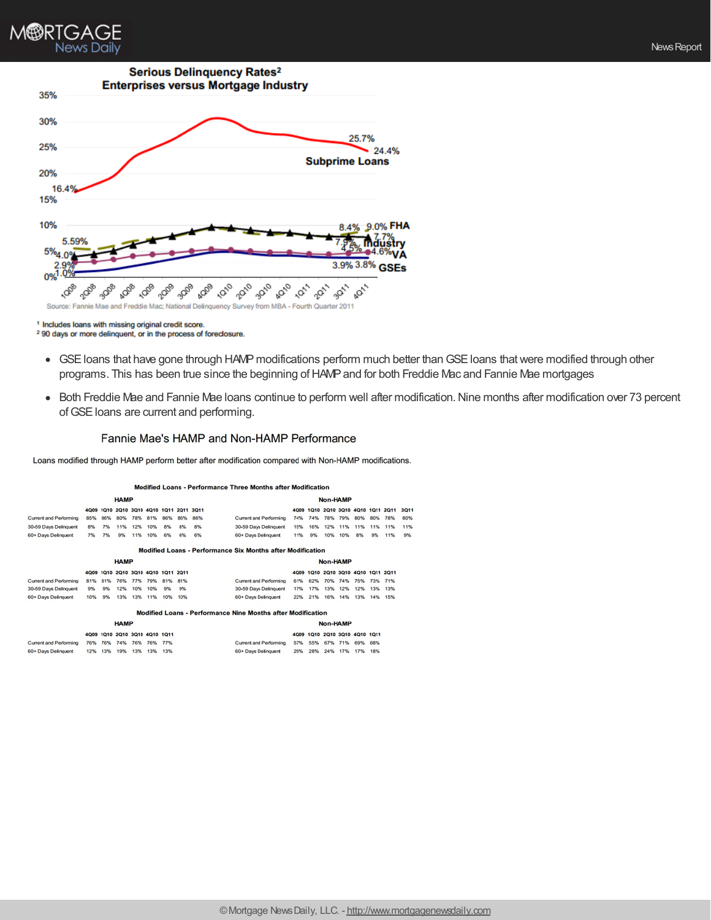Serious Delinquency Rates[2]
Enterprises versus Mortgage Industry

Source: Fannie Mae and Freddie Mac; National Delinquency Survey from MBA - Fourth Quarter 2011

[1] Includes loans with missing original credit score.
[2] 90 days or more delinquent, or in the process of foreclosure.

- GSE loans that have gone through HAMP modifications perform much better than GSE loans that were modified through other programs. This has been true since the beginning of HAMP and for both Freddie Mac and Fannie Mae mortgages
- Both Freddie Mae and Fannie Mae loans continue to perform well after modification. Nine months after modification over 73 percent of GSE loans are current and performing.

### Fannie Mae's HAMP and Non-HAMP Performance

Loans modified through HAMP perform better after modification compared with Non-HAMP modifications.

**Modified Loans - Performance Three Months after Modification**

| HAMP | 4Q09 | 1Q10 | 2Q10 | 3Q10 | 4Q10 | 1Q11 | 2Q11 | 3Q11 |
|---|---|---|---|---|---|---|---|---|
| Current and Performing | 85% | 86% | 80% | 78% | 81% | 86% | 85% | 86% |
| 30-59 Days Delinquent | 8% | 7% | 11% | 12% | 10% | 8% | 8% | 8% |
| 60+ Days Delinquent | 7% | 7% | 9% | 11% | 10% | 6% | 6% | 6% |

| Non-HAMP | 4Q09 | 1Q10 | 2Q10 | 3Q10 | 4Q10 | 1Q11 | 2Q11 | 3Q11 |
|---|---|---|---|---|---|---|---|---|
| Current and Performing | 74% | 74% | 78% | 79% | 80% | 80% | 78% | 80% |
| 30-59 Days Delinquent | 15% | 16% | 12% | 11% | 11% | 11% | 11% | 11% |
| 60+ Days Delinquent | 11% | 9% | 10% | 10% | 8% | 9% | 11% | 9% |

**Modified Loans - Performance Six Months after Modification**

| HAMP | 4Q09 | 1Q10 | 2Q10 | 3Q10 | 4Q10 | 1Q11 | 2Q11 |
|---|---|---|---|---|---|---|---|
| Current and Performing | 81% | 81% | 76% | 77% | 79% | 81% | 81% |
| 30-59 Days Delinquent | 9% | 9% | 12% | 10% | 10% | 9% | 9% |
| 60+ Days Delinquent | 10% | 9% | 13% | 13% | 11% | 10% | 10% |

| Non-HAMP | 4Q09 | 1Q10 | 2Q10 | 3Q10 | 4Q10 | 1Q11 | 2Q11 |
|---|---|---|---|---|---|---|---|
| Current and Performing | 61% | 62% | 70% | 74% | 75% | 73% | 71% |
| 30-59 Days Delinquent | 17% | 17% | 13% | 12% | 12% | 13% | 13% |
| 60+ Days Delinquent | 22% | 21% | 16% | 14% | 13% | 14% | 15% |

**Modified Loans - Performance Nine Months after Modification**

| HAMP | 4Q09 | 1Q10 | 2Q10 | 3Q10 | 4Q10 | 1Q11 |
|---|---|---|---|---|---|---|
| Current and Performing | 76% | 76% | 74% | 76% | 76% | 77% |
| 60+ Days Delinquent | 12% | 13% | 19% | 13% | 13% | 13% |

| Non-HAMP | 4Q09 | 1Q10 | 2Q10 | 3Q10 | 4Q10 | 1Q11 |
|---|---|---|---|---|---|---|
| Current and Performing | 57% | 55% | 67% | 71% | 69% | 68% |
| 60+ Days Delinquent | 29% | 28% | 24% | 17% | 17% | 18% |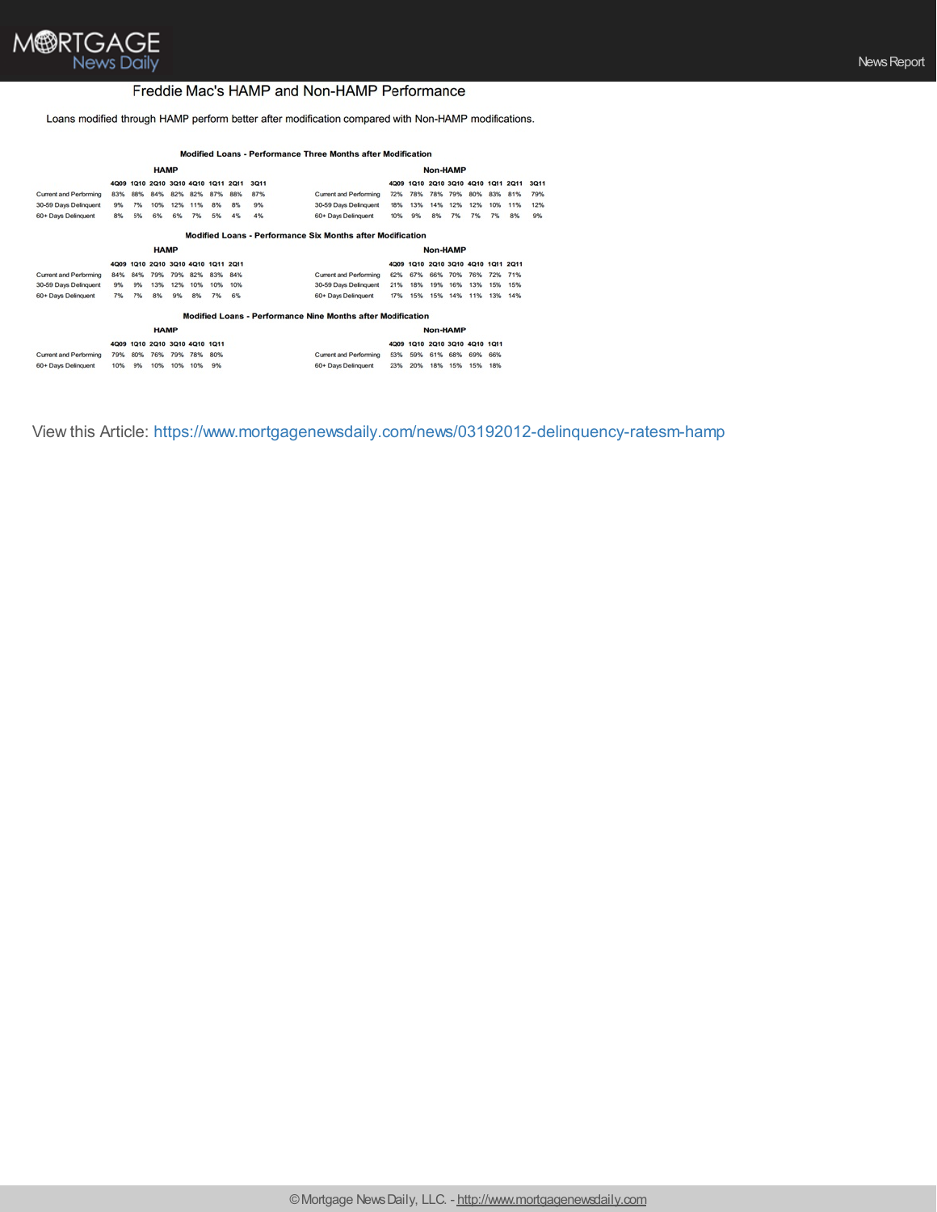## Freddie Mac's HAMP and Non-HAMP Performance

Loans modified through HAMP perform better after modification compared with Non-HAMP modifications.

### Modified Loans - Performance Three Months after Modification

**HAMP**

| | 4Q09 | 1Q10 | 2Q10 | 3Q10 | 4Q10 | 1Q11 | 2Q11 | 3Q11 |
|---|---|---|---|---|---|---|---|---|
| Current and Performing | 83% | 88% | 84% | 82% | 82% | 87% | 88% | 87% |
| 30-59 Days Delinquent | 9% | 7% | 10% | 12% | 11% | 8% | 8% | 9% |
| 60+ Days Delinquent | 8% | 5% | 6% | 6% | 7% | 5% | 4% | 4% |

**Non-HAMP**

| | 4Q09 | 1Q10 | 2Q10 | 3Q10 | 4Q10 | 1Q11 | 2Q11 | 3Q11 |
|---|---|---|---|---|---|---|---|---|
| Current and Performing | 72% | 78% | 78% | 79% | 80% | 83% | 81% | 79% |
| 30-59 Days Delinquent | 18% | 13% | 14% | 12% | 12% | 10% | 11% | 12% |
| 60+ Days Delinquent | 10% | 9% | 8% | 7% | 7% | 7% | 8% | 9% |

### Modified Loans - Performance Six Months after Modification

**HAMP**

| | 4Q09 | 1Q10 | 2Q10 | 3Q10 | 4Q10 | 1Q11 | 2Q11 |
|---|---|---|---|---|---|---|---|
| Current and Performing | 84% | 84% | 79% | 79% | 82% | 83% | 84% |
| 30-59 Days Delinquent | 9% | 9% | 13% | 12% | 10% | 10% | 10% |
| 60+ Days Delinquent | 7% | 7% | 8% | 9% | 8% | 7% | 6% |

**Non-HAMP**

| | 4Q09 | 1Q10 | 2Q10 | 3Q10 | 4Q10 | 1Q11 | 2Q11 |
|---|---|---|---|---|---|---|---|
| Current and Performing | 62% | 67% | 66% | 70% | 76% | 72% | 71% |
| 30-59 Days Delinquent | 21% | 18% | 19% | 16% | 13% | 15% | 15% |
| 60+ Days Delinquent | 17% | 15% | 15% | 14% | 11% | 13% | 14% |

### Modified Loans - Performance Nine Months after Modification

**HAMP**

| | 4Q09 | 1Q10 | 2Q10 | 3Q10 | 4Q10 | 1Q11 |
|---|---|---|---|---|---|---|
| Current and Performing | 79% | 80% | 76% | 79% | 78% | 80% |
| 60+ Days Delinquent | 10% | 9% | 10% | 10% | 10% | 9% |

**Non-HAMP**

| | 4Q09 | 1Q10 | 2Q10 | 3Q10 | 4Q10 | 1Q11 |
|---|---|---|---|---|---|---|
| Current and Performing | 53% | 59% | 61% | 68% | 69% | 66% |
| 60+ Days Delinquent | 23% | 20% | 18% | 15% | 15% | 18% |

View this Article: https://www.mortgagenewsdaily.com/news/03192012-delinquency-ratesm-hamp